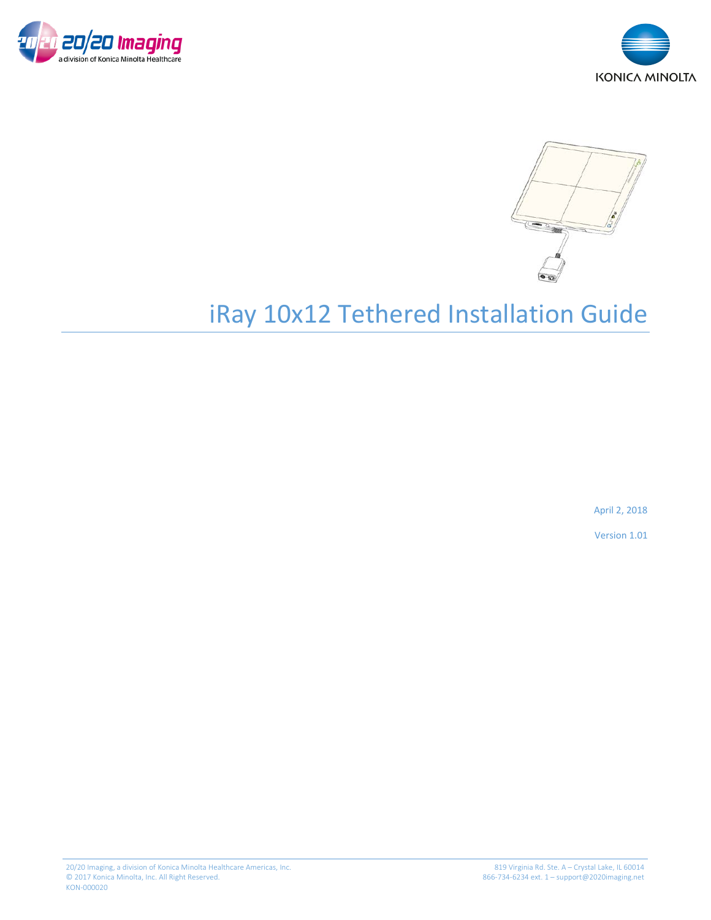# iRay 10x12 Tethered Installation Guide

April 2, 2018

Version 1.01

20/20 Imaging, a division of Konica Minolta Healthcare Americas, Inc.
© 2017 Konica Minolta, Inc. All Right Reserved.
KON-000020

819 Virginia Rd. Ste. A – Crystal Lake, IL 60014
866-734-6234 ext. 1 – support@2020imaging.net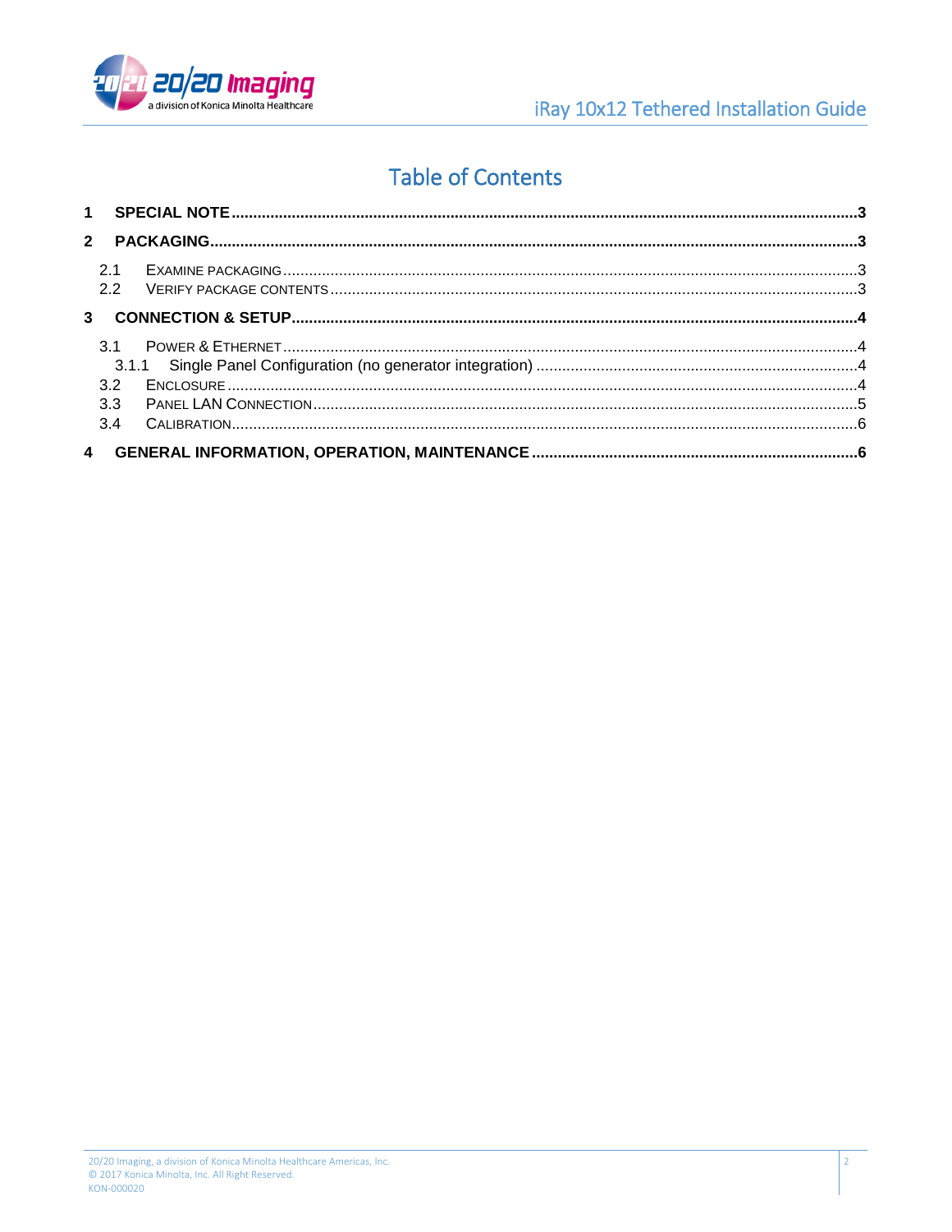# Table of Contents

**1 SPECIAL NOTE** ........ **3**

**2 PACKAGING** ........ **3**

- 2.1 EXAMINE PACKAGING ........ 3
- 2.2 VERIFY PACKAGE CONTENTS ........ 3

**3 CONNECTION & SETUP** ........ **4**

- 3.1 POWER & ETHERNET ........ 4
  - 3.1.1 Single Panel Configuration (no generator integration) ........ 4
- 3.2 ENCLOSURE ........ 4
- 3.3 PANEL LAN CONNECTION ........ 5
- 3.4 CALIBRATION ........ 6

**4 GENERAL INFORMATION, OPERATION, MAINTENANCE** ........ **6**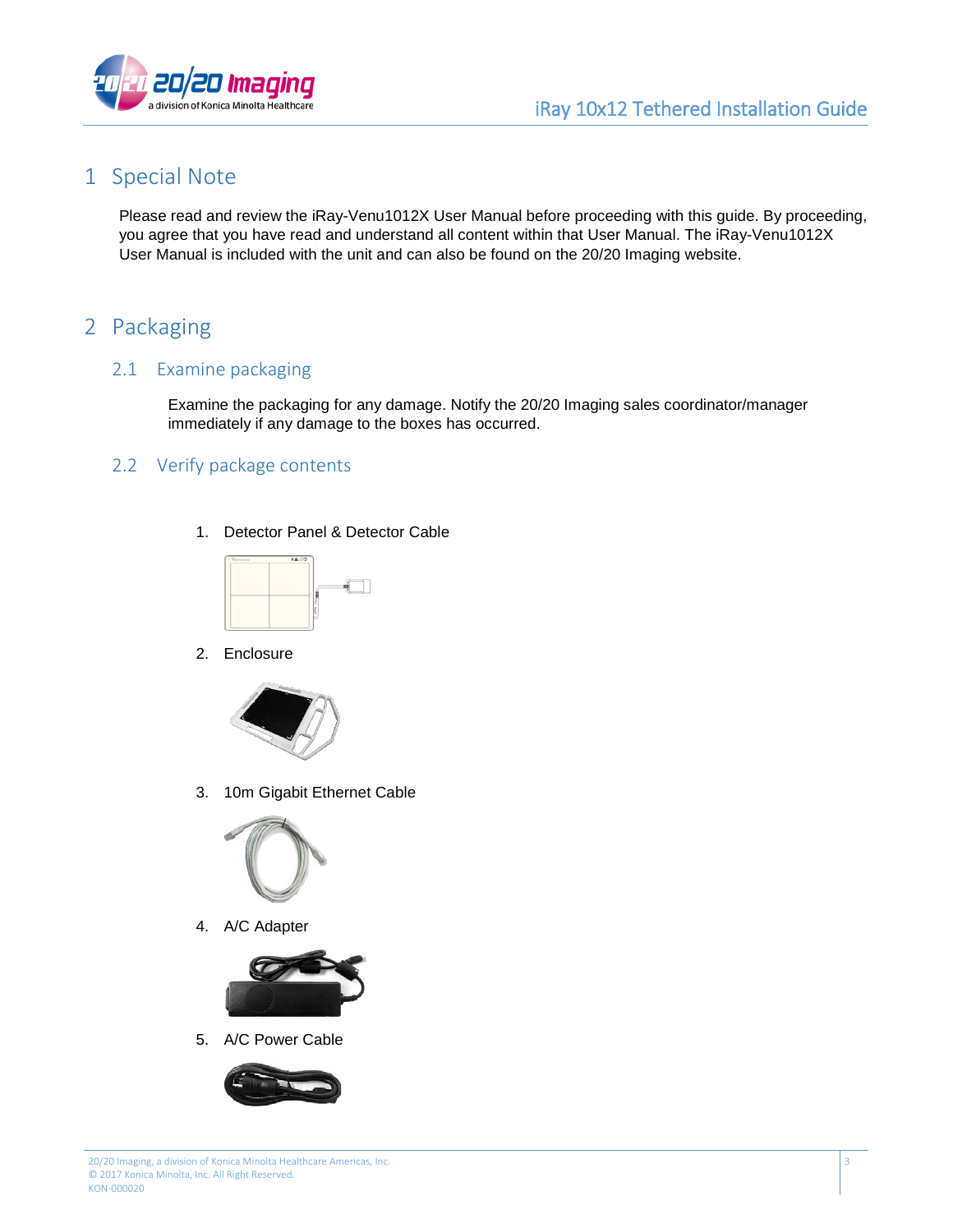# 1 Special Note

Please read and review the iRay-Venu1012X User Manual before proceeding with this guide. By proceeding, you agree that you have read and understand all content within that User Manual. The iRay-Venu1012X User Manual is included with the unit and can also be found on the 20/20 Imaging website.

# 2 Packaging

## 2.1 Examine packaging

Examine the packaging for any damage. Notify the 20/20 Imaging sales coordinator/manager immediately if any damage to the boxes has occurred.

## 2.2 Verify package contents

1. Detector Panel & Detector Cable
2. Enclosure
3. 10m Gigabit Ethernet Cable
4. A/C Adapter
5. A/C Power Cable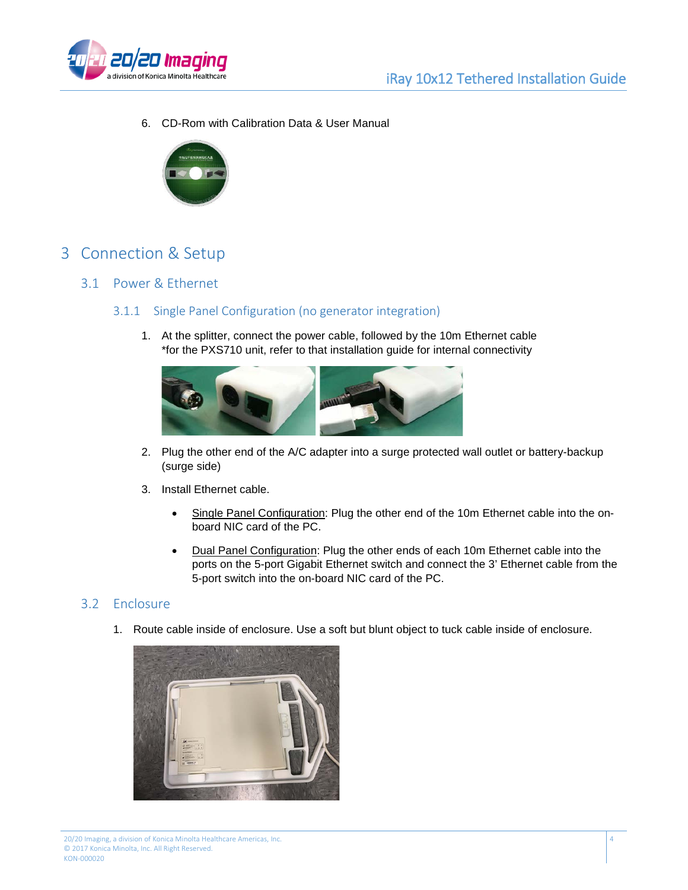6. CD-Rom with Calibration Data & User Manual

# 3 Connection & Setup

## 3.1 Power & Ethernet

### 3.1.1 Single Panel Configuration (no generator integration)

1. At the splitter, connect the power cable, followed by the 10m Ethernet cable
   *for the PXS710 unit, refer to that installation guide for internal connectivity
2. Plug the other end of the A/C adapter into a surge protected wall outlet or battery-backup (surge side)
3. Install Ethernet cable.
   - Single Panel Configuration: Plug the other end of the 10m Ethernet cable into the on-board NIC card of the PC.
   - Dual Panel Configuration: Plug the other ends of each 10m Ethernet cable into the ports on the 5-port Gigabit Ethernet switch and connect the 3' Ethernet cable from the 5-port switch into the on-board NIC card of the PC.

## 3.2 Enclosure

1. Route cable inside of enclosure. Use a soft but blunt object to tuck cable inside of enclosure.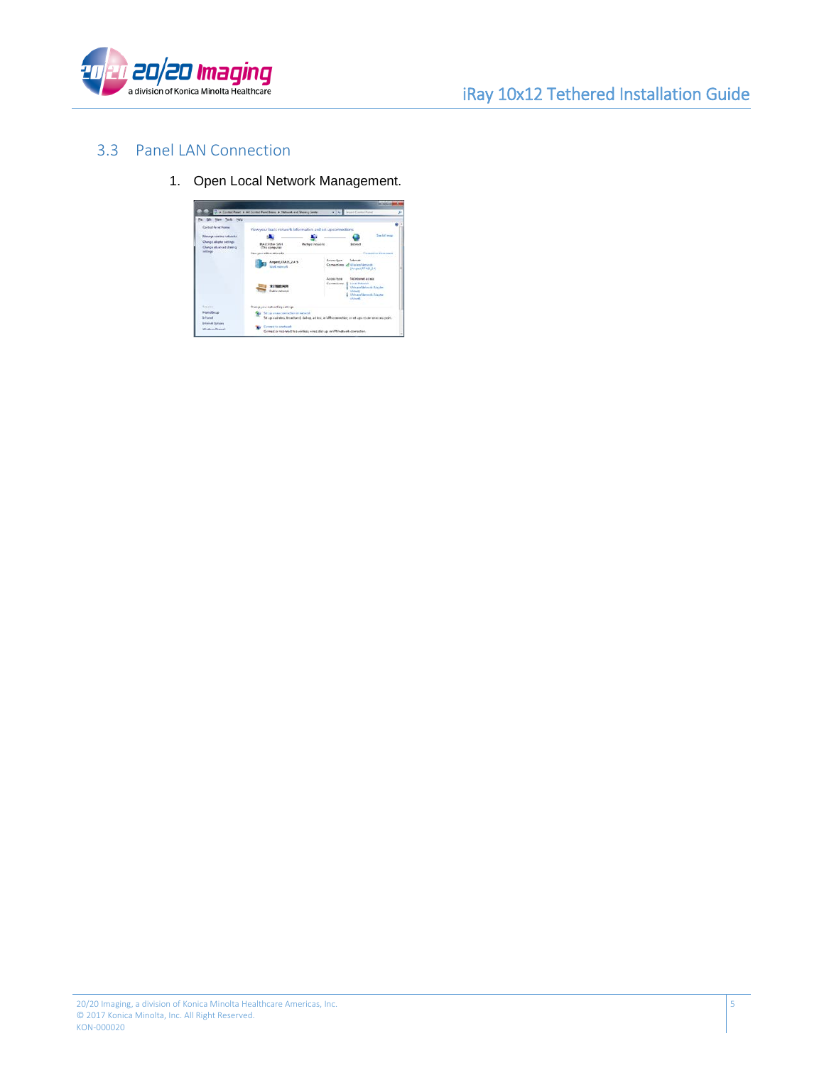## 3.3 Panel LAN Connection

1. Open Local Network Management.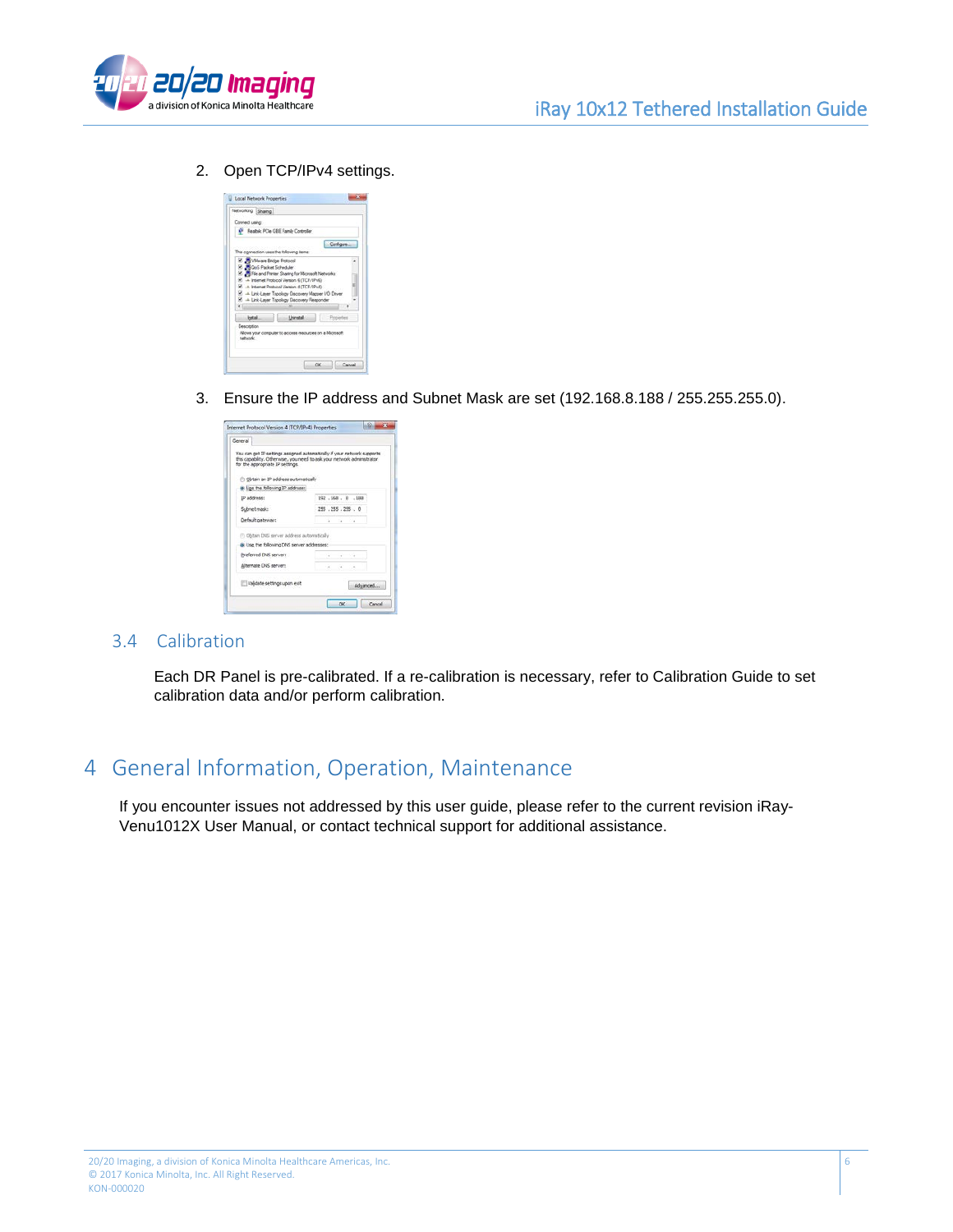2. Open TCP/IPv4 settings.

3. Ensure the IP address and Subnet Mask are set (192.168.8.188 / 255.255.255.0).

### 3.4 Calibration

Each DR Panel is pre-calibrated. If a re-calibration is necessary, refer to Calibration Guide to set calibration data and/or perform calibration.

# 4 General Information, Operation, Maintenance

If you encounter issues not addressed by this user guide, please refer to the current revision iRay-Venu1012X User Manual, or contact technical support for additional assistance.